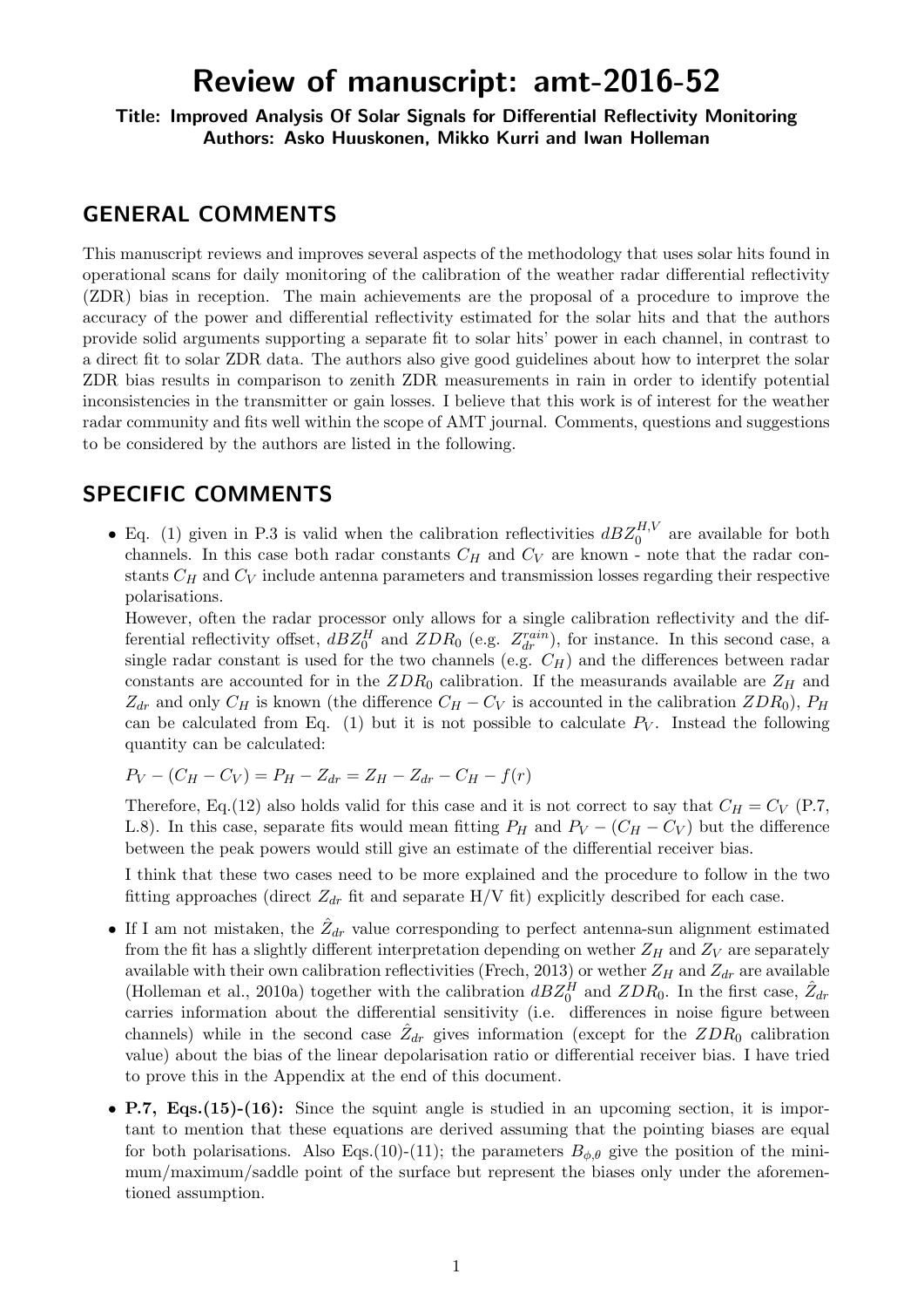# Review of manuscript: amt-2016-52

**Title: Improved Analysis Of Solar Signals for Differential Reflectivity Monitoring**
**Authors: Asko Huuskonen, Mikko Kurri and Iwan Holleman**

## GENERAL COMMENTS

This manuscript reviews and improves several aspects of the methodology that uses solar hits found in operational scans for daily monitoring of the calibration of the weather radar differential reflectivity (ZDR) bias in reception. The main achievements are the proposal of a procedure to improve the accuracy of the power and differential reflectivity estimated for the solar hits and that the authors provide solid arguments supporting a separate fit to solar hits' power in each channel, in contrast to a direct fit to solar ZDR data. The authors also give good guidelines about how to interpret the solar ZDR bias results in comparison to zenith ZDR measurements in rain in order to identify potential inconsistencies in the transmitter or gain losses. I believe that this work is of interest for the weather radar community and fits well within the scope of AMT journal. Comments, questions and suggestions to be considered by the authors are listed in the following.

## SPECIFIC COMMENTS

- Eq. (1) given in P.3 is valid when the calibration reflectivities $dBZ_0^{H,V}$ are available for both channels. In this case both radar constants $C_H$ and $C_V$ are known - note that the radar constants $C_H$ and $C_V$ include antenna parameters and transmission losses regarding their respective polarisations.

  However, often the radar processor only allows for a single calibration reflectivity and the differential reflectivity offset, $dBZ_0^H$ and $ZDR_0$ (e.g. $Z_{dr}^{rain}$), for instance. In this second case, a single radar constant is used for the two channels (e.g. $C_H$) and the differences between radar constants are accounted for in the $ZDR_0$ calibration. If the measurands available are $Z_H$ and $Z_{dr}$ and only $C_H$ is known (the difference $C_H - C_V$ is accounted in the calibration $ZDR_0$), $P_H$ can be calculated from Eq. (1) but it is not possible to calculate $P_V$. Instead the following quantity can be calculated:

  $P_V - (C_H - C_V) = P_H - Z_{dr} = Z_H - Z_{dr} - C_H - f(r)$

  Therefore, Eq.(12) also holds valid for this case and it is not correct to say that $C_H = C_V$ (P.7, L.8). In this case, separate fits would mean fitting $P_H$ and $P_V - (C_H - C_V)$ but the difference between the peak powers would still give an estimate of the differential receiver bias.

  I think that these two cases need to be more explained and the procedure to follow in the two fitting approaches (direct $Z_{dr}$ fit and separate H/V fit) explicitly described for each case.

- If I am not mistaken, the $\hat{Z}_{dr}$ value corresponding to perfect antenna-sun alignment estimated from the fit has a slightly different interpretation depending on wether $Z_H$ and $Z_V$ are separately available with their own calibration reflectivities (Frech, 2013) or wether $Z_H$ and $Z_{dr}$ are available (Holleman et al., 2010a) together with the calibration $dBZ_0^H$ and $ZDR_0$. In the first case, $\hat{Z}_{dr}$ carries information about the differential sensitivity (i.e. differences in noise figure between channels) while in the second case $\hat{Z}_{dr}$ gives information (except for the $ZDR_0$ calibration value) about the bias of the linear depolarisation ratio or differential receiver bias. I have tried to prove this in the Appendix at the end of this document.

- **P.7, Eqs.(15)-(16):** Since the squint angle is studied in an upcoming section, it is important to mention that these equations are derived assuming that the pointing biases are equal for both polarisations. Also Eqs.(10)-(11); the parameters $B_{\phi,\theta}$ give the position of the minimum/maximum/saddle point of the surface but represent the biases only under the aforementioned assumption.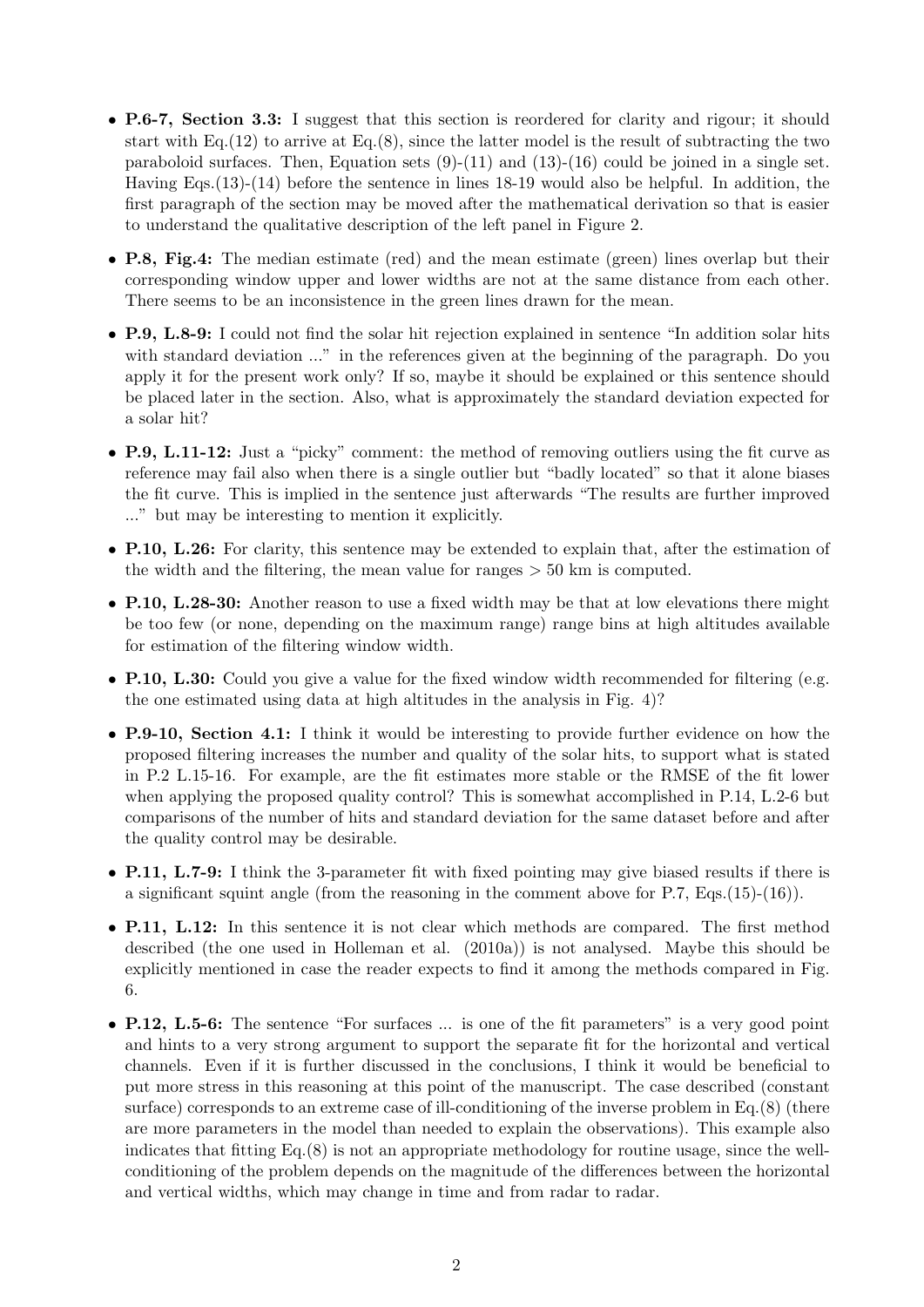- **P.6-7, Section 3.3:** I suggest that this section is reordered for clarity and rigour; it should start with Eq.(12) to arrive at Eq.(8), since the latter model is the result of subtracting the two paraboloid surfaces. Then, Equation sets (9)-(11) and (13)-(16) could be joined in a single set. Having Eqs.(13)-(14) before the sentence in lines 18-19 would also be helpful. In addition, the first paragraph of the section may be moved after the mathematical derivation so that is easier to understand the qualitative description of the left panel in Figure 2.
- **P.8, Fig.4:** The median estimate (red) and the mean estimate (green) lines overlap but their corresponding window upper and lower widths are not at the same distance from each other. There seems to be an inconsistence in the green lines drawn for the mean.
- **P.9, L.8-9:** I could not find the solar hit rejection explained in sentence "In addition solar hits with standard deviation ..." in the references given at the beginning of the paragraph. Do you apply it for the present work only? If so, maybe it should be explained or this sentence should be placed later in the section. Also, what is approximately the standard deviation expected for a solar hit?
- **P.9, L.11-12:** Just a "picky" comment: the method of removing outliers using the fit curve as reference may fail also when there is a single outlier but "badly located" so that it alone biases the fit curve. This is implied in the sentence just afterwards "The results are further improved ..." but may be interesting to mention it explicitly.
- **P.10, L.26:** For clarity, this sentence may be extended to explain that, after the estimation of the width and the filtering, the mean value for ranges > 50 km is computed.
- **P.10, L.28-30:** Another reason to use a fixed width may be that at low elevations there might be too few (or none, depending on the maximum range) range bins at high altitudes available for estimation of the filtering window width.
- **P.10, L.30:** Could you give a value for the fixed window width recommended for filtering (e.g. the one estimated using data at high altitudes in the analysis in Fig. 4)?
- **P.9-10, Section 4.1:** I think it would be interesting to provide further evidence on how the proposed filtering increases the number and quality of the solar hits, to support what is stated in P.2 L.15-16. For example, are the fit estimates more stable or the RMSE of the fit lower when applying the proposed quality control? This is somewhat accomplished in P.14, L.2-6 but comparisons of the number of hits and standard deviation for the same dataset before and after the quality control may be desirable.
- **P.11, L.7-9:** I think the 3-parameter fit with fixed pointing may give biased results if there is a significant squint angle (from the reasoning in the comment above for P.7, Eqs.(15)-(16)).
- **P.11, L.12:** In this sentence it is not clear which methods are compared. The first method described (the one used in Holleman et al. (2010a)) is not analysed. Maybe this should be explicitly mentioned in case the reader expects to find it among the methods compared in Fig. 6.
- **P.12, L.5-6:** The sentence "For surfaces ... is one of the fit parameters" is a very good point and hints to a very strong argument to support the separate fit for the horizontal and vertical channels. Even if it is further discussed in the conclusions, I think it would be beneficial to put more stress in this reasoning at this point of the manuscript. The case described (constant surface) corresponds to an extreme case of ill-conditioning of the inverse problem in Eq.(8) (there are more parameters in the model than needed to explain the observations). This example also indicates that fitting Eq.(8) is not an appropriate methodology for routine usage, since the well-conditioning of the problem depends on the magnitude of the differences between the horizontal and vertical widths, which may change in time and from radar to radar.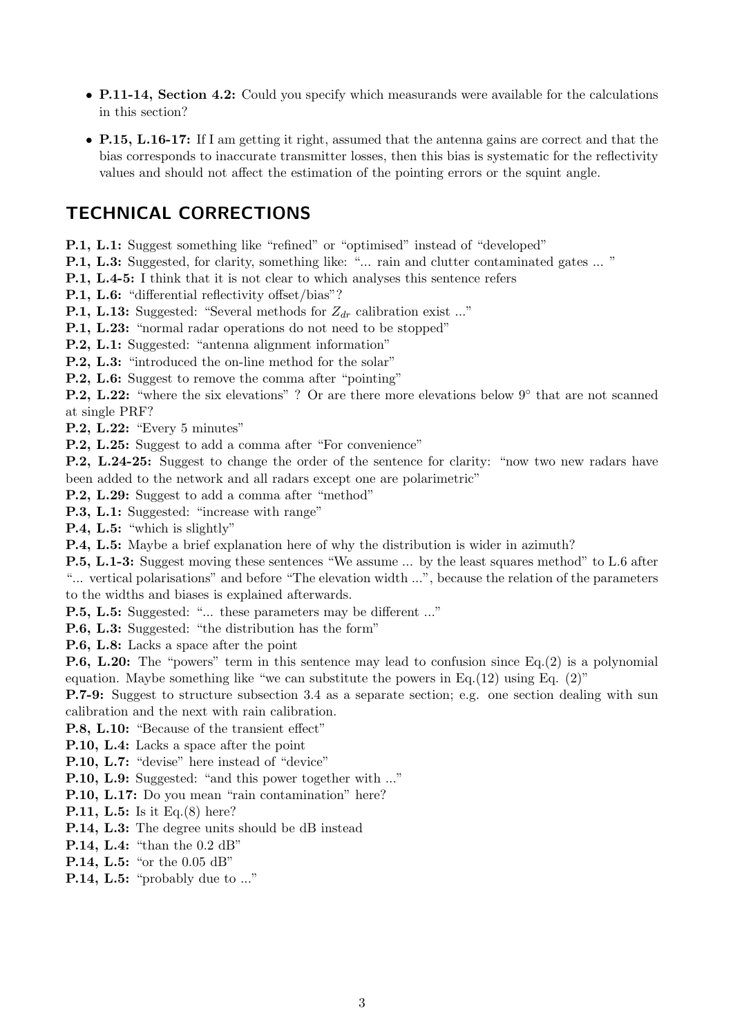- **P.11-14, Section 4.2:** Could you specify which measurands were available for the calculations in this section?
- **P.15, L.16-17:** If I am getting it right, assumed that the antenna gains are correct and that the bias corresponds to inaccurate transmitter losses, then this bias is systematic for the reflectivity values and should not affect the estimation of the pointing errors or the squint angle.

## TECHNICAL CORRECTIONS

**P.1, L.1:** Suggest something like "refined" or "optimised" instead of "developed"
**P.1, L.3:** Suggested, for clarity, something like: "... rain and clutter contaminated gates ... "
**P.1, L.4-5:** I think that it is not clear to which analyses this sentence refers
**P.1, L.6:** "differential reflectivity offset/bias"?
**P.1, L.13:** Suggested: "Several methods for $Z_{dr}$ calibration exist ..."
**P.1, L.23:** "normal radar operations do not need to be stopped"
**P.2, L.1:** Suggested: "antenna alignment information"
**P.2, L.3:** "introduced the on-line method for the solar"
**P.2, L.6:** Suggest to remove the comma after "pointing"
**P.2, L.22:** "where the six elevations" ? Or are there more elevations below 9° that are not scanned at single PRF?
**P.2, L.22:** "Every 5 minutes"
**P.2, L.25:** Suggest to add a comma after "For convenience"
**P.2, L.24-25:** Suggest to change the order of the sentence for clarity: "now two new radars have been added to the network and all radars except one are polarimetric"
**P.2, L.29:** Suggest to add a comma after "method"
**P.3, L.1:** Suggested: "increase with range"
**P.4, L.5:** "which is slightly"
**P.4, L.5:** Maybe a brief explanation here of why the distribution is wider in azimuth?
**P.5, L.1-3:** Suggest moving these sentences "We assume ... by the least squares method" to L.6 after "... vertical polarisations" and before "The elevation width ...", because the relation of the parameters to the widths and biases is explained afterwards.
**P.5, L.5:** Suggested: "... these parameters may be different ..."
**P.6, L.3:** Suggested: "the distribution has the form"
**P.6, L.8:** Lacks a space after the point
**P.6, L.20:** The "powers" term in this sentence may lead to confusion since Eq.(2) is a polynomial equation. Maybe something like "we can substitute the powers in Eq.(12) using Eq. (2)"
**P.7-9:** Suggest to structure subsection 3.4 as a separate section; e.g. one section dealing with sun calibration and the next with rain calibration.
**P.8, L.10:** "Because of the transient effect"
**P.10, L.4:** Lacks a space after the point
**P.10, L.7:** "devise" here instead of "device"
**P.10, L.9:** Suggested: "and this power together with ..."
**P.10, L.17:** Do you mean "rain contamination" here?
**P.11, L.5:** Is it Eq.(8) here?
**P.14, L.3:** The degree units should be dB instead
**P.14, L.4:** "than the 0.2 dB"
**P.14, L.5:** "or the 0.05 dB"
**P.14, L.5:** "probably due to ..."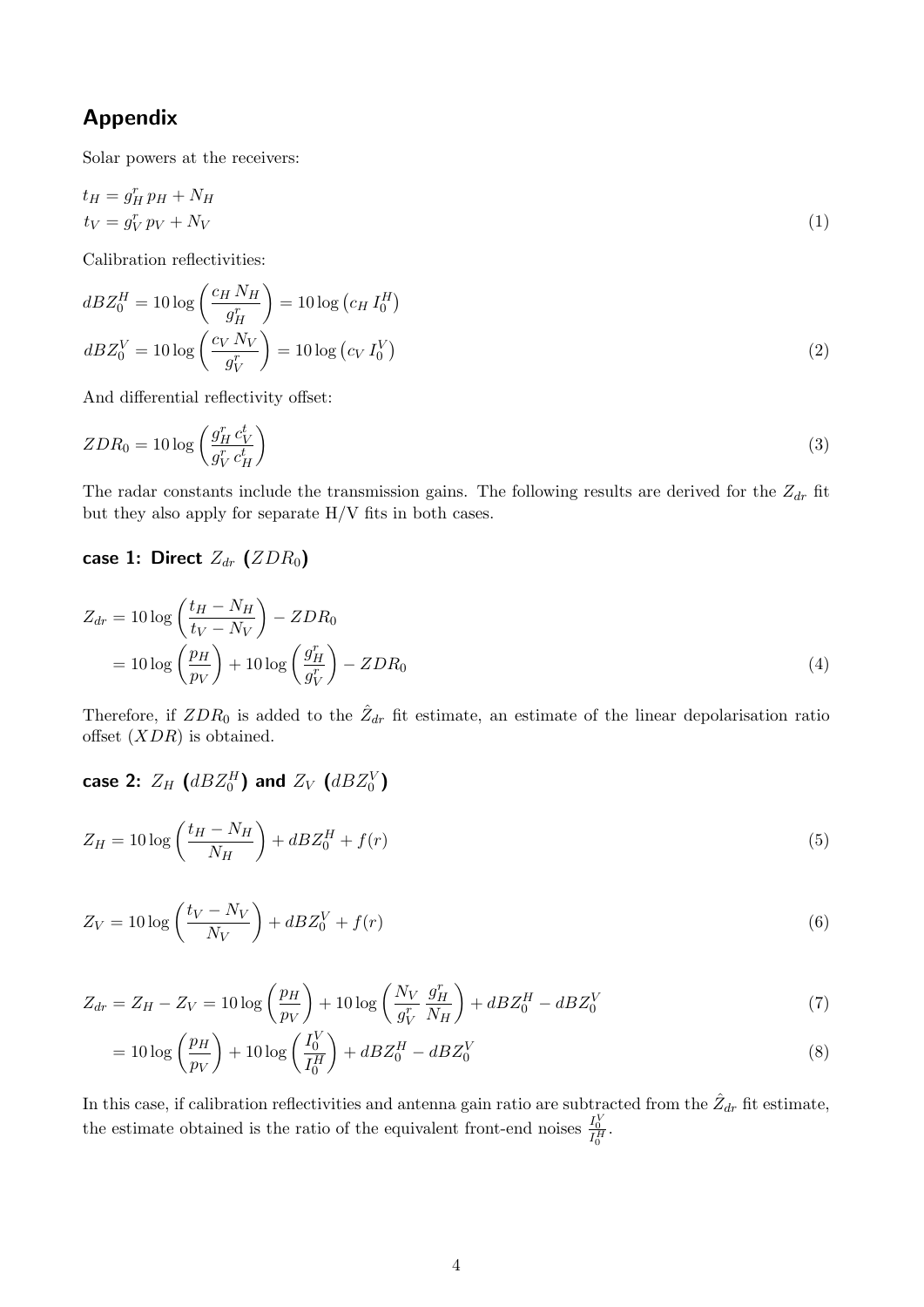## Appendix

Solar powers at the receivers:

$$
\begin{aligned}
t_H &= g_H^r \, p_H + N_H \\
t_V &= g_V^r \, p_V + N_V
\end{aligned}
\tag{1}
$$

Calibration reflectivities:

$$
\begin{aligned}
dBZ_0^H &= 10 \log \left( \frac{c_H \, N_H}{g_H^r} \right) = 10 \log \left( c_H \, I_0^H \right) \\
dBZ_0^V &= 10 \log \left( \frac{c_V \, N_V}{g_V^r} \right) = 10 \log \left( c_V \, I_0^V \right)
\end{aligned}
\tag{2}
$$

And differential reflectivity offset:

$$
ZDR_0 = 10 \log \left( \frac{g_H^r \, c_V^t}{g_V^r \, c_H^t} \right) \tag{3}
$$

The radar constants include the transmission gains. The following results are derived for the $Z_{dr}$ fit but they also apply for separate H/V fits in both cases.

### case 1: Direct $Z_{dr}$ ($ZDR_0$)

$$
\begin{aligned}
Z_{dr} &= 10 \log \left( \frac{t_H - N_H}{t_V - N_V} \right) - ZDR_0 \\
&= 10 \log \left( \frac{p_H}{p_V} \right) + 10 \log \left( \frac{g_H^r}{g_V^r} \right) - ZDR_0
\end{aligned}
\tag{4}
$$

Therefore, if $ZDR_0$ is added to the $\hat{Z}_{dr}$ fit estimate, an estimate of the linear depolarisation ratio offset ($XDR$) is obtained.

### case 2: $Z_H$ ($dBZ_0^H$) and $Z_V$ ($dBZ_0^V$)

$$
Z_H = 10 \log \left( \frac{t_H - N_H}{N_H} \right) + dBZ_0^H + f(r) \tag{5}
$$

$$
Z_V = 10 \log \left( \frac{t_V - N_V}{N_V} \right) + dBZ_0^V + f(r) \tag{6}
$$

$$
Z_{dr} = Z_H - Z_V = 10 \log \left( \frac{p_H}{p_V} \right) + 10 \log \left( \frac{N_V}{g_V^r} \frac{g_H^r}{N_H} \right) + dBZ_0^H - dBZ_0^V \tag{7}
$$

$$
= 10 \log \left( \frac{p_H}{p_V} \right) + 10 \log \left( \frac{I_0^V}{I_0^H} \right) + dBZ_0^H - dBZ_0^V \tag{8}
$$

In this case, if calibration reflectivities and antenna gain ratio are subtracted from the $\hat{Z}_{dr}$ fit estimate, the estimate obtained is the ratio of the equivalent front-end noises $\frac{I_0^V}{I_0^H}$.